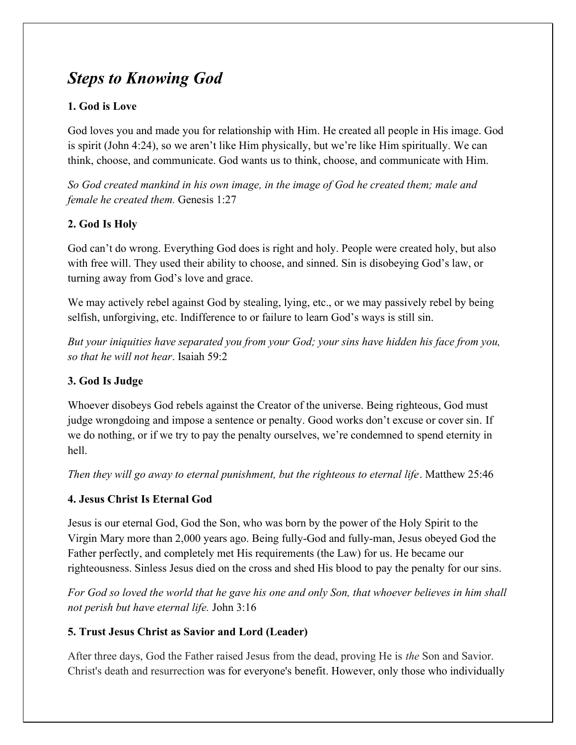# *Steps to Knowing God*

**1. God is Love**

God loves you and made you for relationship with Him. He created all people in His image. God is spirit (John 4:24), so we aren't like Him physically, but we're like Him spiritually. We can think, choose, and communicate. God wants us to think, choose, and communicate with Him.

*So God created mankind in his own image, in the image of God he created them; male and female he created them.* Genesis 1:27

**2. God Is Holy**

God can't do wrong. Everything God does is right and holy. People were created holy, but also with free will. They used their ability to choose, and sinned. Sin is disobeying God's law, or turning away from God's love and grace.

We may actively rebel against God by stealing, lying, etc., or we may passively rebel by being selfish, unforgiving, etc. Indifference to or failure to learn God's ways is still sin.

*But your iniquities have separated you from your God; your sins have hidden his face from you, so that he will not hear*. Isaiah 59:2

**3. God Is Judge**

Whoever disobeys God rebels against the Creator of the universe. Being righteous, God must judge wrongdoing and impose a sentence or penalty. Good works don't excuse or cover sin. If we do nothing, or if we try to pay the penalty ourselves, we're condemned to spend eternity in hell.

*Then they will go away to eternal punishment, but the righteous to eternal life*. Matthew 25:46

**4. Jesus Christ Is Eternal God**

Jesus is our eternal God, God the Son, who was born by the power of the Holy Spirit to the Virgin Mary more than 2,000 years ago. Being fully-God and fully-man, Jesus obeyed God the Father perfectly, and completely met His requirements (the Law) for us. He became our righteousness. Sinless Jesus died on the cross and shed His blood to pay the penalty for our sins.

*For God so loved the world that he gave his one and only Son, that whoever believes in him shall not perish but have eternal life.* John 3:16

**5. Trust Jesus Christ as Savior and Lord (Leader)**

After three days, God the Father raised Jesus from the dead, proving He is *the* Son and Savior. Christ's death and resurrection was for everyone's benefit. However, only those who individually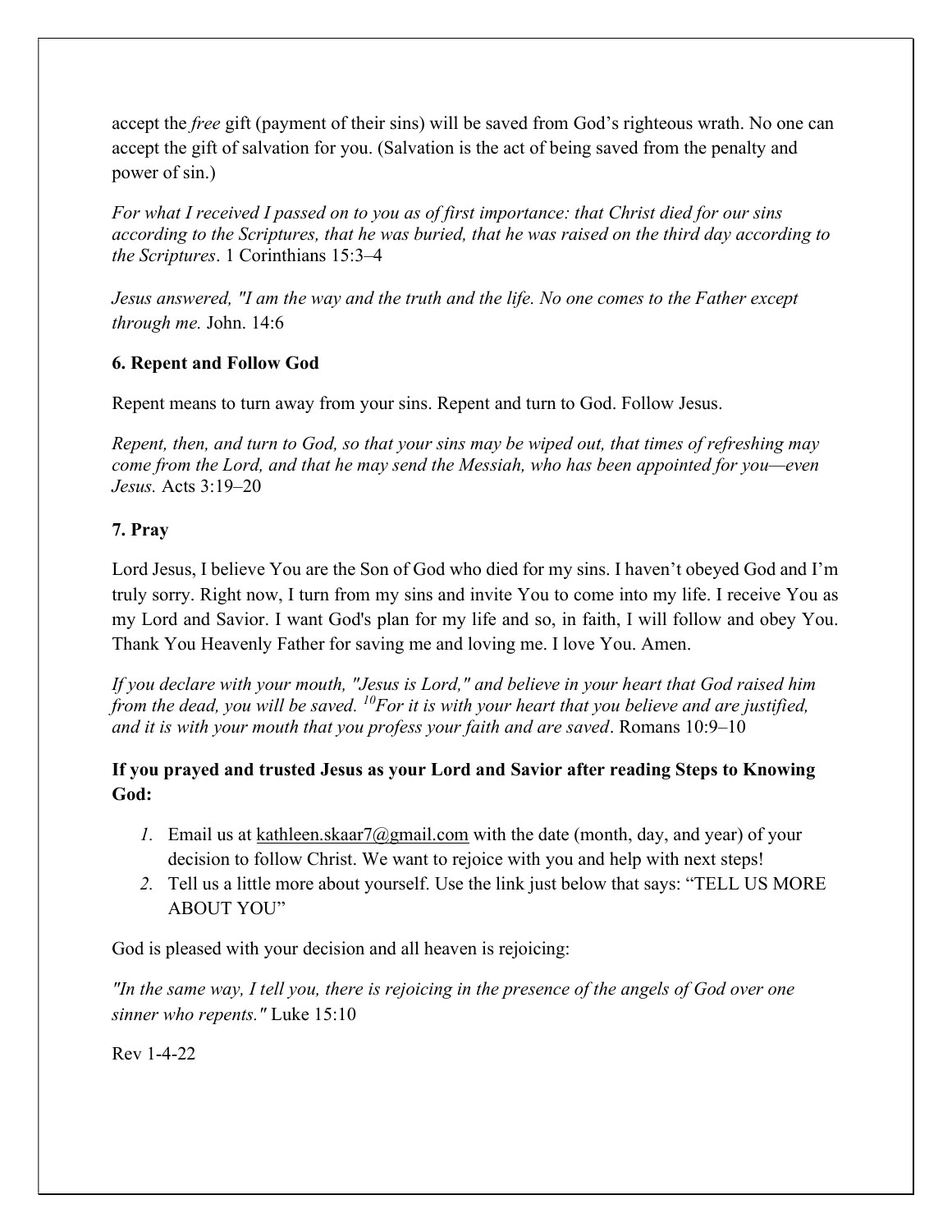accept the *free* gift (payment of their sins) will be saved from God's righteous wrath. No one can accept the gift of salvation for you. (Salvation is the act of being saved from the penalty and power of sin.)

*For what I received I passed on to you as of first importance: that Christ died for our sins according to the Scriptures, that he was buried, that he was raised on the third day according to the Scriptures*. 1 Corinthians 15:3–4

*Jesus answered, "I am the way and the truth and the life. No one comes to the Father except through me.* John. 14:6

**6. Repent and Follow God**

Repent means to turn away from your sins. Repent and turn to God. Follow Jesus.

*Repent, then, and turn to God, so that your sins may be wiped out, that times of refreshing may come from the Lord, and that he may send the Messiah, who has been appointed for you—even Jesus.* Acts 3:19–20

**7. Pray**

Lord Jesus, I believe You are the Son of God who died for my sins. I haven't obeyed God and I'm truly sorry. Right now, I turn from my sins and invite You to come into my life. I receive You as my Lord and Savior. I want God's plan for my life and so, in faith, I will follow and obey You. Thank You Heavenly Father for saving me and loving me. I love You. Amen.

*If you declare with your mouth, "Jesus is Lord," and believe in your heart that God raised him from the dead, you will be saved. [10]For it is with your heart that you believe and are justified, and it is with your mouth that you profess your faith and are saved*. Romans 10:9–10

**If you prayed and trusted Jesus as your Lord and Savior after reading Steps to Knowing God:**

1. Email us at kathleen.skaar7@gmail.com with the date (month, day, and year) of your decision to follow Christ. We want to rejoice with you and help with next steps!
2. Tell us a little more about yourself. Use the link just below that says: "TELL US MORE ABOUT YOU"

God is pleased with your decision and all heaven is rejoicing:

*"In the same way, I tell you, there is rejoicing in the presence of the angels of God over one sinner who repents."* Luke 15:10

Rev 1-4-22